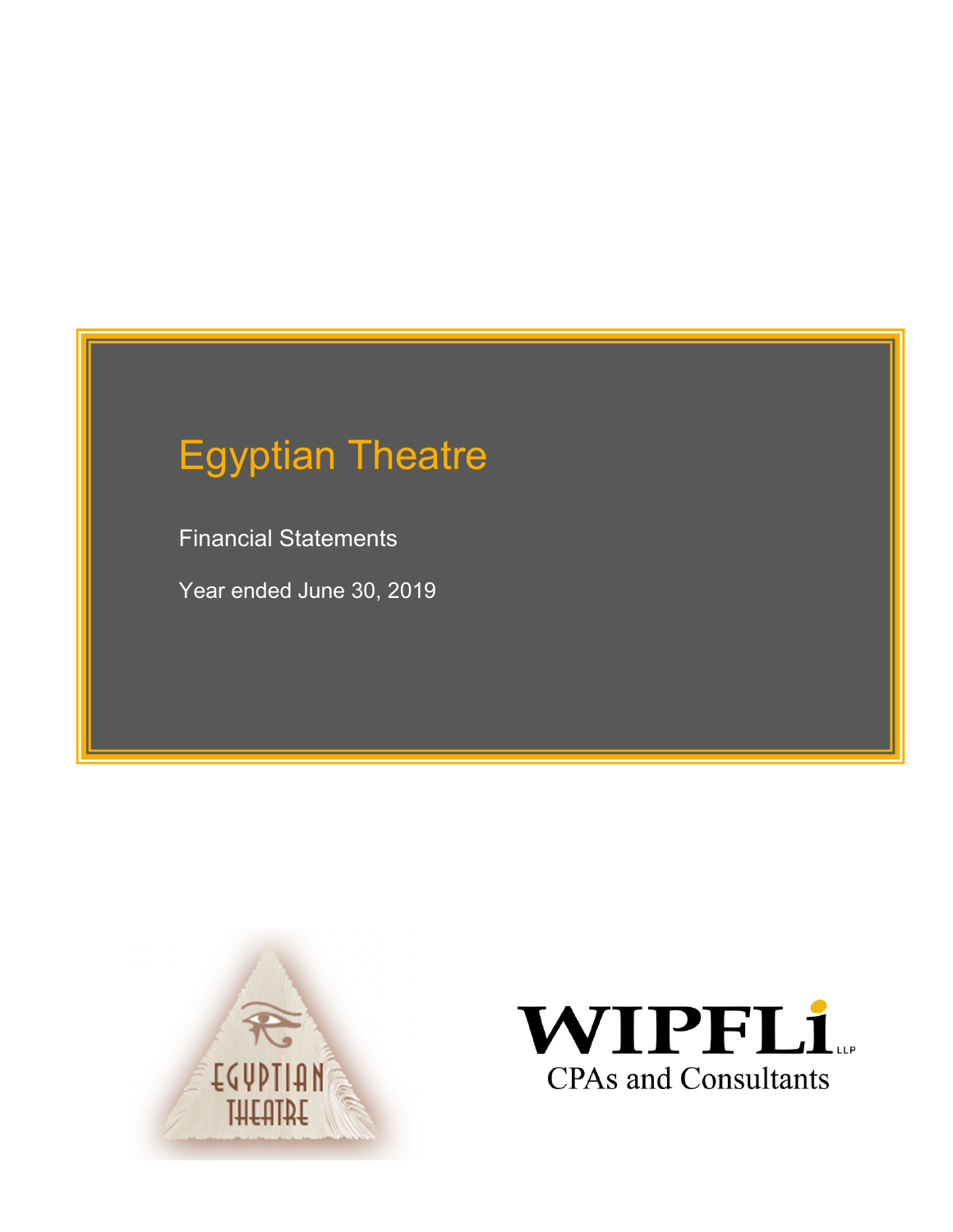# Egyptian Theatre

Financial Statements

Year ended June 30, 2019

EGYPTIAN THEATRE

WIPFLi LLP

CPAs and Consultants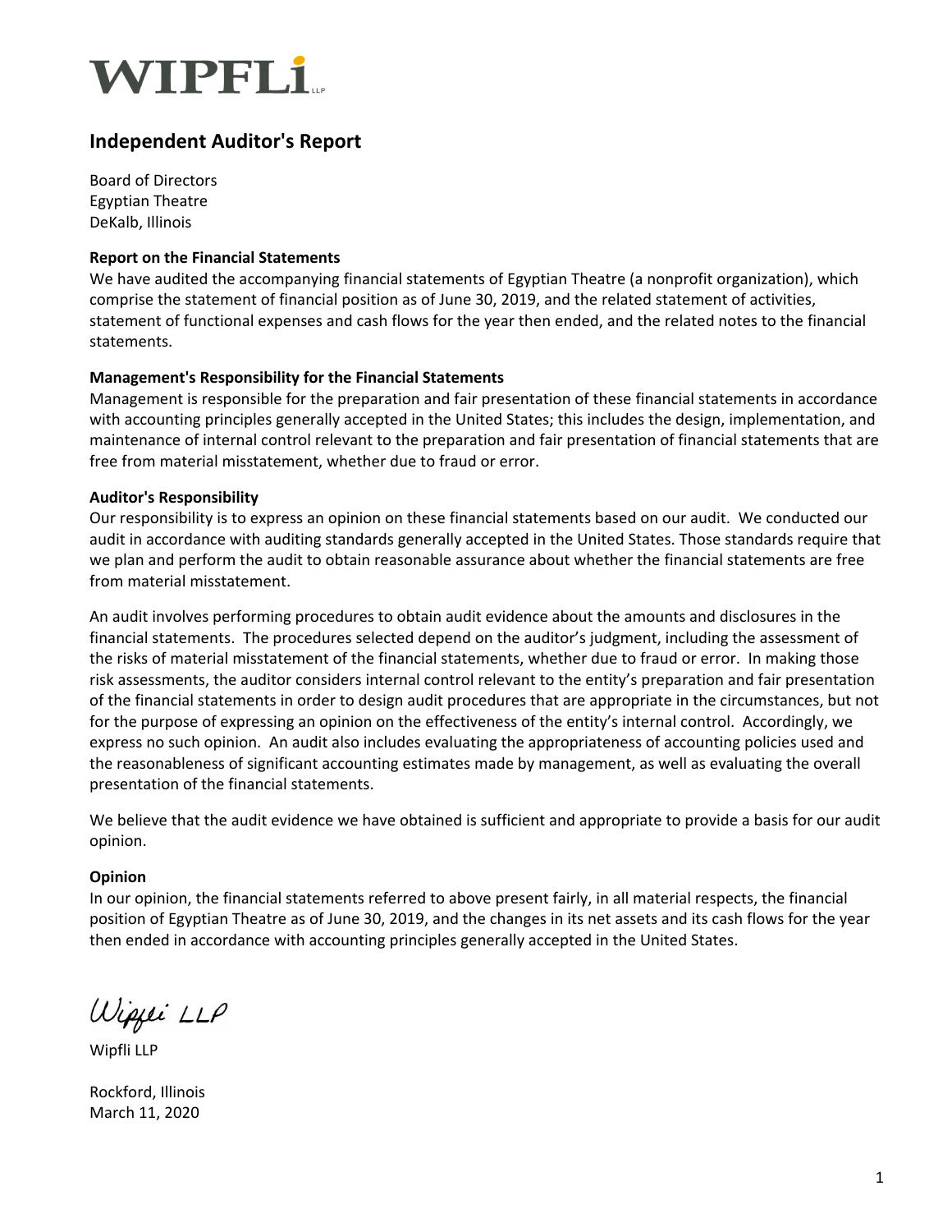WIPFLi LLP

# Independent Auditor's Report

Board of Directors
Egyptian Theatre
DeKalb, Illinois

**Report on the Financial Statements**
We have audited the accompanying financial statements of Egyptian Theatre (a nonprofit organization), which comprise the statement of financial position as of June 30, 2019, and the related statement of activities, statement of functional expenses and cash flows for the year then ended, and the related notes to the financial statements.

**Management's Responsibility for the Financial Statements**
Management is responsible for the preparation and fair presentation of these financial statements in accordance with accounting principles generally accepted in the United States; this includes the design, implementation, and maintenance of internal control relevant to the preparation and fair presentation of financial statements that are free from material misstatement, whether due to fraud or error.

**Auditor's Responsibility**
Our responsibility is to express an opinion on these financial statements based on our audit. We conducted our audit in accordance with auditing standards generally accepted in the United States. Those standards require that we plan and perform the audit to obtain reasonable assurance about whether the financial statements are free from material misstatement.

An audit involves performing procedures to obtain audit evidence about the amounts and disclosures in the financial statements. The procedures selected depend on the auditor's judgment, including the assessment of the risks of material misstatement of the financial statements, whether due to fraud or error. In making those risk assessments, the auditor considers internal control relevant to the entity's preparation and fair presentation of the financial statements in order to design audit procedures that are appropriate in the circumstances, but not for the purpose of expressing an opinion on the effectiveness of the entity's internal control. Accordingly, we express no such opinion. An audit also includes evaluating the appropriateness of accounting policies used and the reasonableness of significant accounting estimates made by management, as well as evaluating the overall presentation of the financial statements.

We believe that the audit evidence we have obtained is sufficient and appropriate to provide a basis for our audit opinion.

**Opinion**
In our opinion, the financial statements referred to above present fairly, in all material respects, the financial position of Egyptian Theatre as of June 30, 2019, and the changes in its net assets and its cash flows for the year then ended in accordance with accounting principles generally accepted in the United States.

*Wipfli LLP*

Wipfli LLP

Rockford, Illinois
March 11, 2020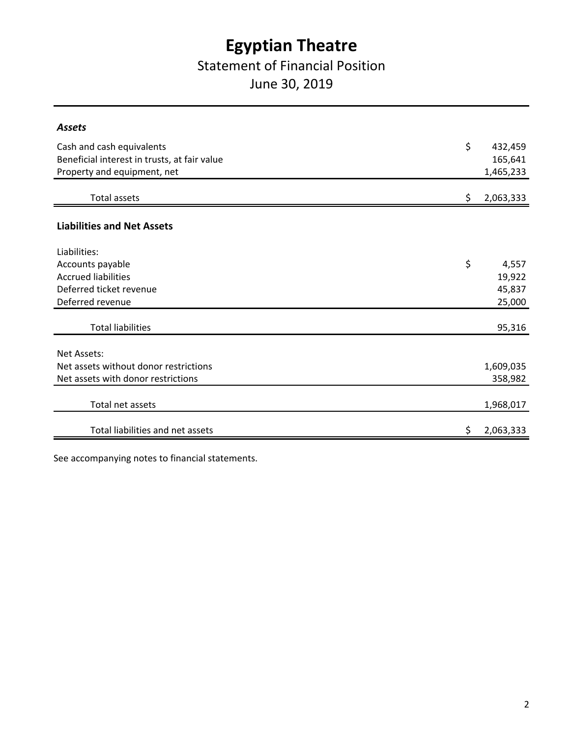# Egyptian Theatre

## Statement of Financial Position

## June 30, 2019

| | |
|---|---|
| ***Assets*** | |
| Cash and cash equivalents | $ 432,459 |
| Beneficial interest in trusts, at fair value | 165,641 |
| Property and equipment, net | 1,465,233 |
| Total assets | $ 2,063,333 |
| **Liabilities and Net Assets** | |
| Liabilities: | |
| Accounts payable | $ 4,557 |
| Accrued liabilities | 19,922 |
| Deferred ticket revenue | 45,837 |
| Deferred revenue | 25,000 |
| Total liabilities | 95,316 |
| Net Assets: | |
| Net assets without donor restrictions | 1,609,035 |
| Net assets with donor restrictions | 358,982 |
| Total net assets | 1,968,017 |
| Total liabilities and net assets | $ 2,063,333 |

See accompanying notes to financial statements.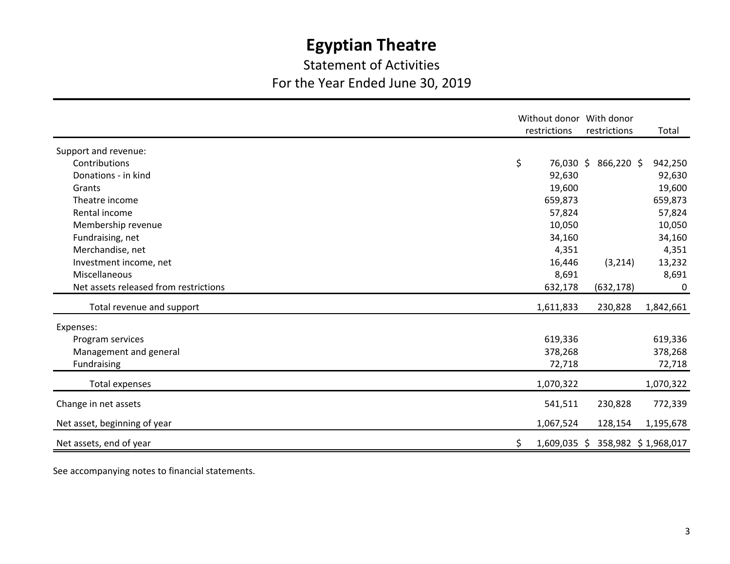# Egyptian Theatre

Statement of Activities

For the Year Ended June 30, 2019

| | Without donor restrictions | With donor restrictions | Total |
|---|---|---|---|
| Support and revenue: | | | |
| Contributions | $ 76,030 | $ 866,220 | $ 942,250 |
| Donations - in kind | 92,630 | | 92,630 |
| Grants | 19,600 | | 19,600 |
| Theatre income | 659,873 | | 659,873 |
| Rental income | 57,824 | | 57,824 |
| Membership revenue | 10,050 | | 10,050 |
| Fundraising, net | 34,160 | | 34,160 |
| Merchandise, net | 4,351 | | 4,351 |
| Investment income, net | 16,446 | (3,214) | 13,232 |
| Miscellaneous | 8,691 | | 8,691 |
| Net assets released from restrictions | 632,178 | (632,178) | 0 |
| Total revenue and support | 1,611,833 | 230,828 | 1,842,661 |
| Expenses: | | | |
| Program services | 619,336 | | 619,336 |
| Management and general | 378,268 | | 378,268 |
| Fundraising | 72,718 | | 72,718 |
| Total expenses | 1,070,322 | | 1,070,322 |
| Change in net assets | 541,511 | 230,828 | 772,339 |
| Net asset, beginning of year | 1,067,524 | 128,154 | 1,195,678 |
| Net assets, end of year | $ 1,609,035 | $ 358,982 | $ 1,968,017 |

See accompanying notes to financial statements.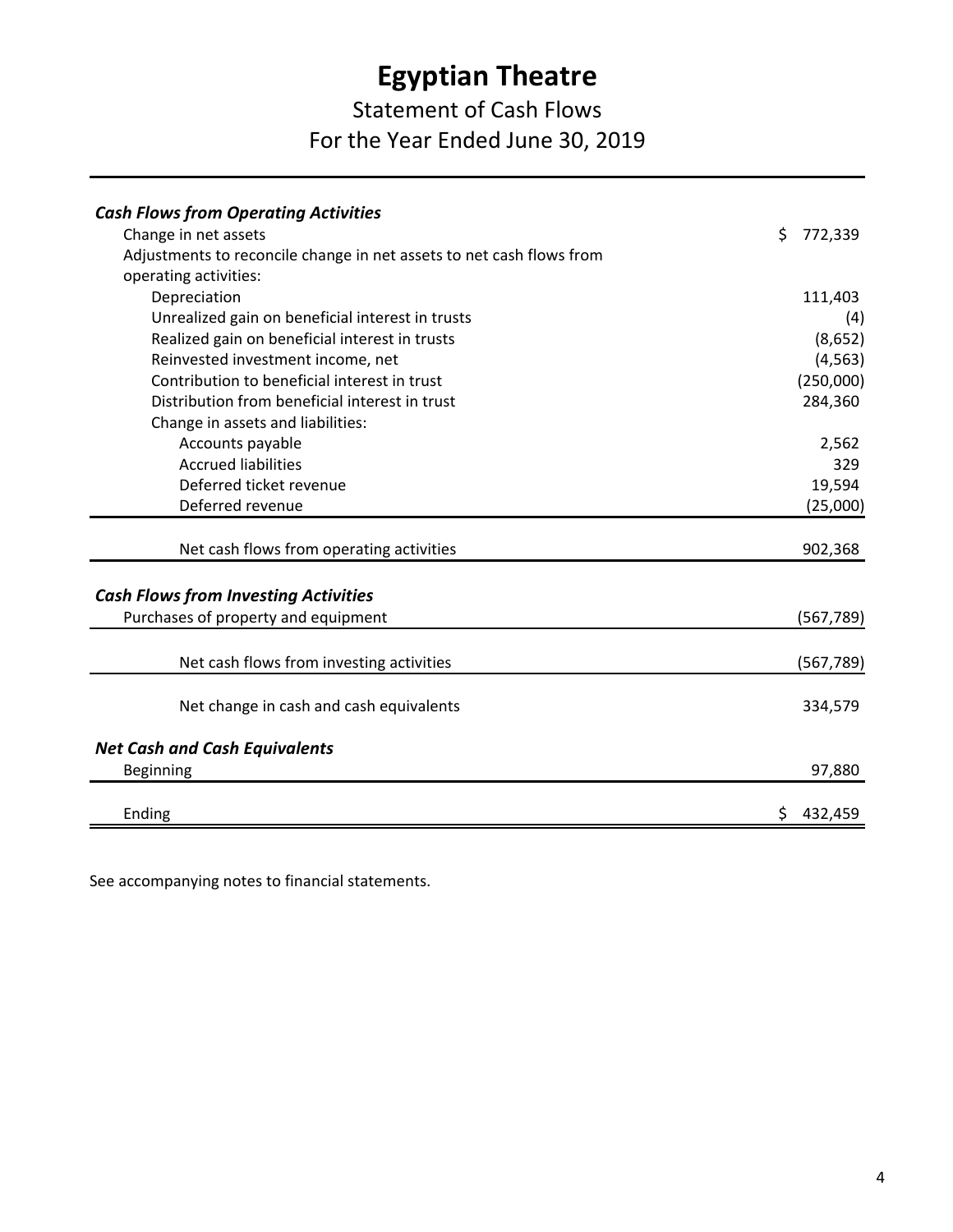# Egyptian Theatre

## Statement of Cash Flows

## For the Year Ended June 30, 2019

| | |
|---|---|
| ***Cash Flows from Operating Activities*** | |
| Change in net assets | $ 772,339 |
| Adjustments to reconcile change in net assets to net cash flows from operating activities: | |
| Depreciation | 111,403 |
| Unrealized gain on beneficial interest in trusts | (4) |
| Realized gain on beneficial interest in trusts | (8,652) |
| Reinvested investment income, net | (4,563) |
| Contribution to beneficial interest in trust | (250,000) |
| Distribution from beneficial interest in trust | 284,360 |
| Change in assets and liabilities: | |
| Accounts payable | 2,562 |
| Accrued liabilities | 329 |
| Deferred ticket revenue | 19,594 |
| Deferred revenue | (25,000) |
| Net cash flows from operating activities | 902,368 |
| ***Cash Flows from Investing Activities*** | |
| Purchases of property and equipment | (567,789) |
| Net cash flows from investing activities | (567,789) |
| Net change in cash and cash equivalents | 334,579 |
| ***Net Cash and Cash Equivalents*** | |
| Beginning | 97,880 |
| Ending | $ 432,459 |

See accompanying notes to financial statements.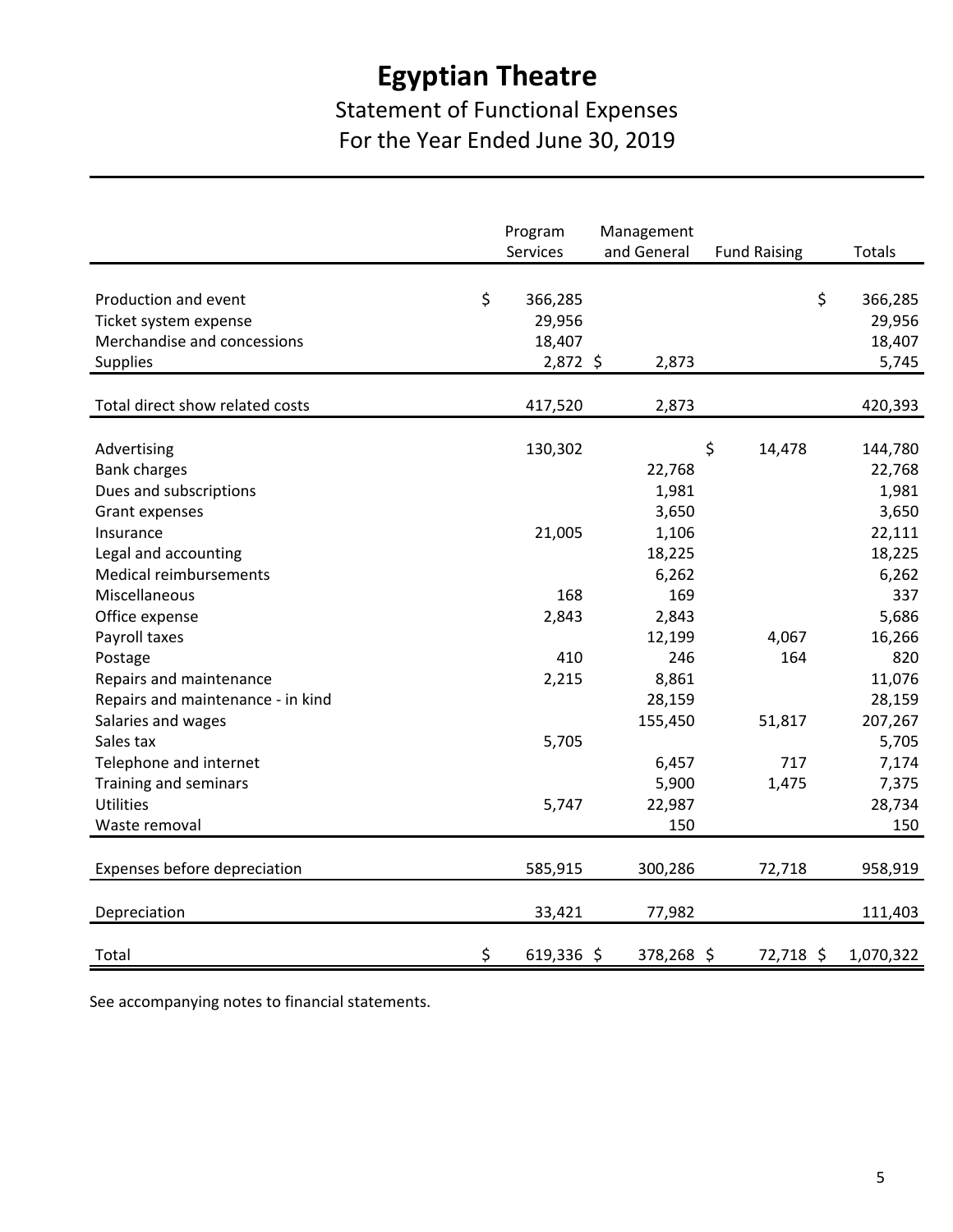# Egyptian Theatre

## Statement of Functional Expenses

## For the Year Ended June 30, 2019

| | Program Services | Management and General | Fund Raising | Totals |
|---|---|---|---|---|
| Production and event | $ 366,285 | | | $ 366,285 |
| Ticket system expense | 29,956 | | | 29,956 |
| Merchandise and concessions | 18,407 | | | 18,407 |
| Supplies | 2,872 | $ 2,873 | | 5,745 |
| Total direct show related costs | 417,520 | 2,873 | | 420,393 |
| Advertising | 130,302 | | $ 14,478 | 144,780 |
| Bank charges | | 22,768 | | 22,768 |
| Dues and subscriptions | | 1,981 | | 1,981 |
| Grant expenses | | 3,650 | | 3,650 |
| Insurance | 21,005 | 1,106 | | 22,111 |
| Legal and accounting | | 18,225 | | 18,225 |
| Medical reimbursements | | 6,262 | | 6,262 |
| Miscellaneous | 168 | 169 | | 337 |
| Office expense | 2,843 | 2,843 | | 5,686 |
| Payroll taxes | | 12,199 | 4,067 | 16,266 |
| Postage | 410 | 246 | 164 | 820 |
| Repairs and maintenance | 2,215 | 8,861 | | 11,076 |
| Repairs and maintenance - in kind | | 28,159 | | 28,159 |
| Salaries and wages | | 155,450 | 51,817 | 207,267 |
| Sales tax | 5,705 | | | 5,705 |
| Telephone and internet | | 6,457 | 717 | 7,174 |
| Training and seminars | | 5,900 | 1,475 | 7,375 |
| Utilities | 5,747 | 22,987 | | 28,734 |
| Waste removal | | 150 | | 150 |
| Expenses before depreciation | 585,915 | 300,286 | 72,718 | 958,919 |
| Depreciation | 33,421 | 77,982 | | 111,403 |
| Total | $ 619,336 | $ 378,268 | $ 72,718 | $ 1,070,322 |

See accompanying notes to financial statements.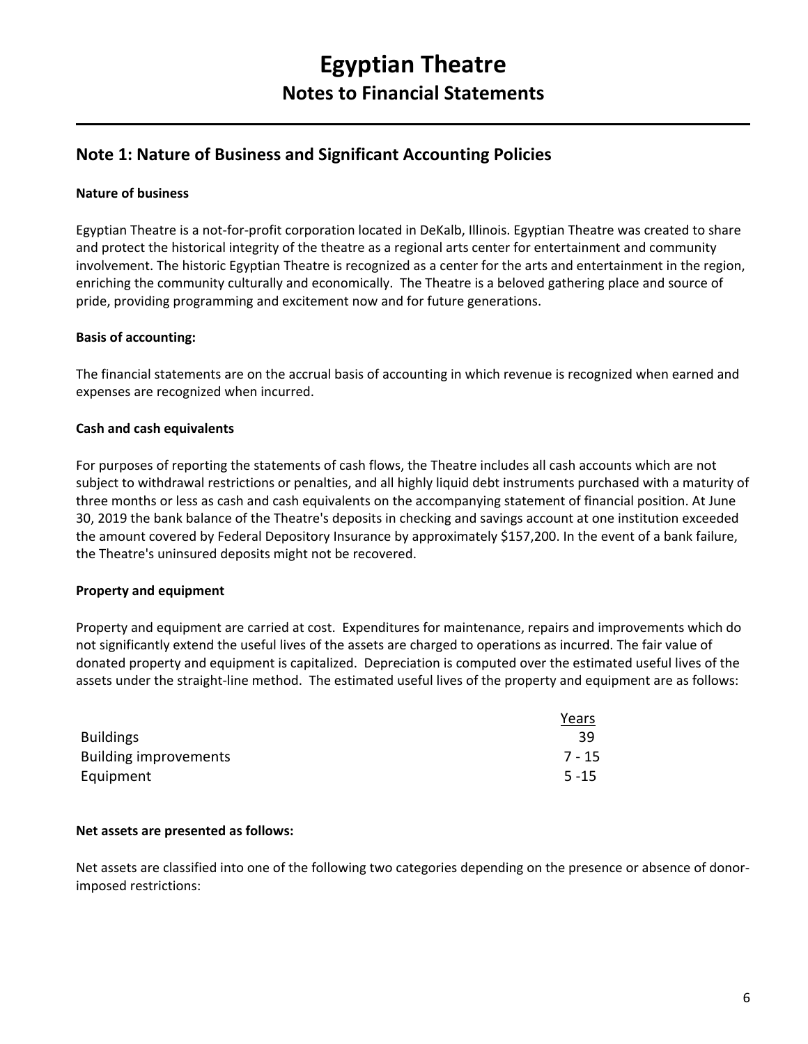# Egyptian Theatre

## Notes to Financial Statements

## Note 1: Nature of Business and Significant Accounting Policies

**Nature of business**

Egyptian Theatre is a not-for-profit corporation located in DeKalb, Illinois. Egyptian Theatre was created to share and protect the historical integrity of the theatre as a regional arts center for entertainment and community involvement. The historic Egyptian Theatre is recognized as a center for the arts and entertainment in the region, enriching the community culturally and economically. The Theatre is a beloved gathering place and source of pride, providing programming and excitement now and for future generations.

**Basis of accounting:**

The financial statements are on the accrual basis of accounting in which revenue is recognized when earned and expenses are recognized when incurred.

**Cash and cash equivalents**

For purposes of reporting the statements of cash flows, the Theatre includes all cash accounts which are not subject to withdrawal restrictions or penalties, and all highly liquid debt instruments purchased with a maturity of three months or less as cash and cash equivalents on the accompanying statement of financial position. At June 30, 2019 the bank balance of the Theatre's deposits in checking and savings account at one institution exceeded the amount covered by Federal Depository Insurance by approximately $157,200. In the event of a bank failure, the Theatre's uninsured deposits might not be recovered.

**Property and equipment**

Property and equipment are carried at cost. Expenditures for maintenance, repairs and improvements which do not significantly extend the useful lives of the assets are charged to operations as incurred. The fair value of donated property and equipment is capitalized. Depreciation is computed over the estimated useful lives of the assets under the straight-line method. The estimated useful lives of the property and equipment are as follows:

| | Years |
|---|---|
| Buildings | 39 |
| Building improvements | 7 - 15 |
| Equipment | 5 -15 |

**Net assets are presented as follows:**

Net assets are classified into one of the following two categories depending on the presence or absence of donor-imposed restrictions: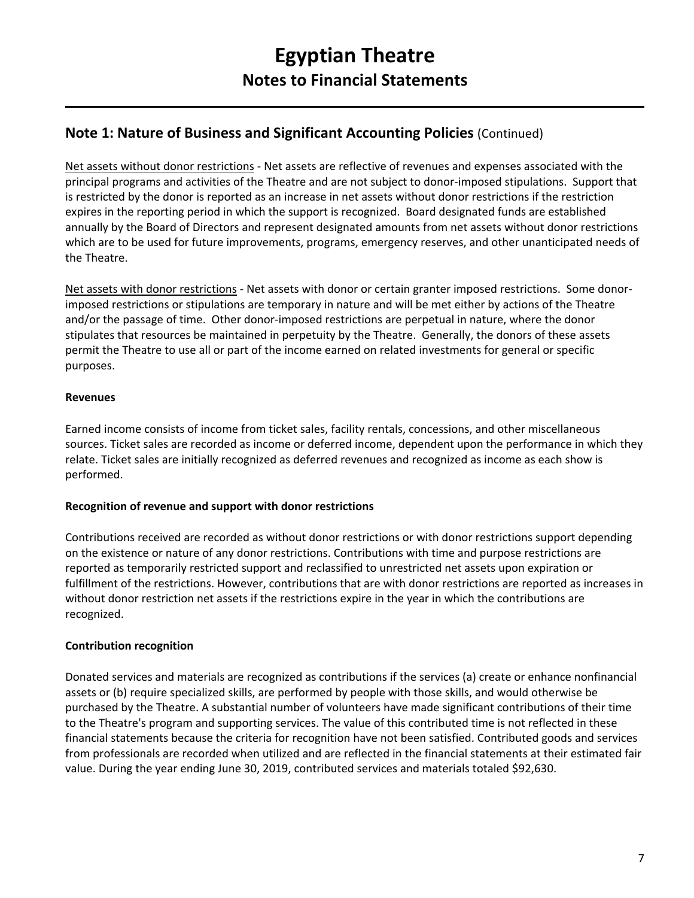# Egyptian Theatre
## Notes to Financial Statements

## Note 1: Nature of Business and Significant Accounting Policies (Continued)

Net assets without donor restrictions - Net assets are reflective of revenues and expenses associated with the principal programs and activities of the Theatre and are not subject to donor-imposed stipulations. Support that is restricted by the donor is reported as an increase in net assets without donor restrictions if the restriction expires in the reporting period in which the support is recognized. Board designated funds are established annually by the Board of Directors and represent designated amounts from net assets without donor restrictions which are to be used for future improvements, programs, emergency reserves, and other unanticipated needs of the Theatre.

Net assets with donor restrictions - Net assets with donor or certain granter imposed restrictions. Some donor-imposed restrictions or stipulations are temporary in nature and will be met either by actions of the Theatre and/or the passage of time. Other donor-imposed restrictions are perpetual in nature, where the donor stipulates that resources be maintained in perpetuity by the Theatre. Generally, the donors of these assets permit the Theatre to use all or part of the income earned on related investments for general or specific purposes.

### Revenues

Earned income consists of income from ticket sales, facility rentals, concessions, and other miscellaneous sources. Ticket sales are recorded as income or deferred income, dependent upon the performance in which they relate. Ticket sales are initially recognized as deferred revenues and recognized as income as each show is performed.

### Recognition of revenue and support with donor restrictions

Contributions received are recorded as without donor restrictions or with donor restrictions support depending on the existence or nature of any donor restrictions. Contributions with time and purpose restrictions are reported as temporarily restricted support and reclassified to unrestricted net assets upon expiration or fulfillment of the restrictions. However, contributions that are with donor restrictions are reported as increases in without donor restriction net assets if the restrictions expire in the year in which the contributions are recognized.

### Contribution recognition

Donated services and materials are recognized as contributions if the services (a) create or enhance nonfinancial assets or (b) require specialized skills, are performed by people with those skills, and would otherwise be purchased by the Theatre. A substantial number of volunteers have made significant contributions of their time to the Theatre's program and supporting services. The value of this contributed time is not reflected in these financial statements because the criteria for recognition have not been satisfied. Contributed goods and services from professionals are recorded when utilized and are reflected in the financial statements at their estimated fair value. During the year ending June 30, 2019, contributed services and materials totaled $92,630.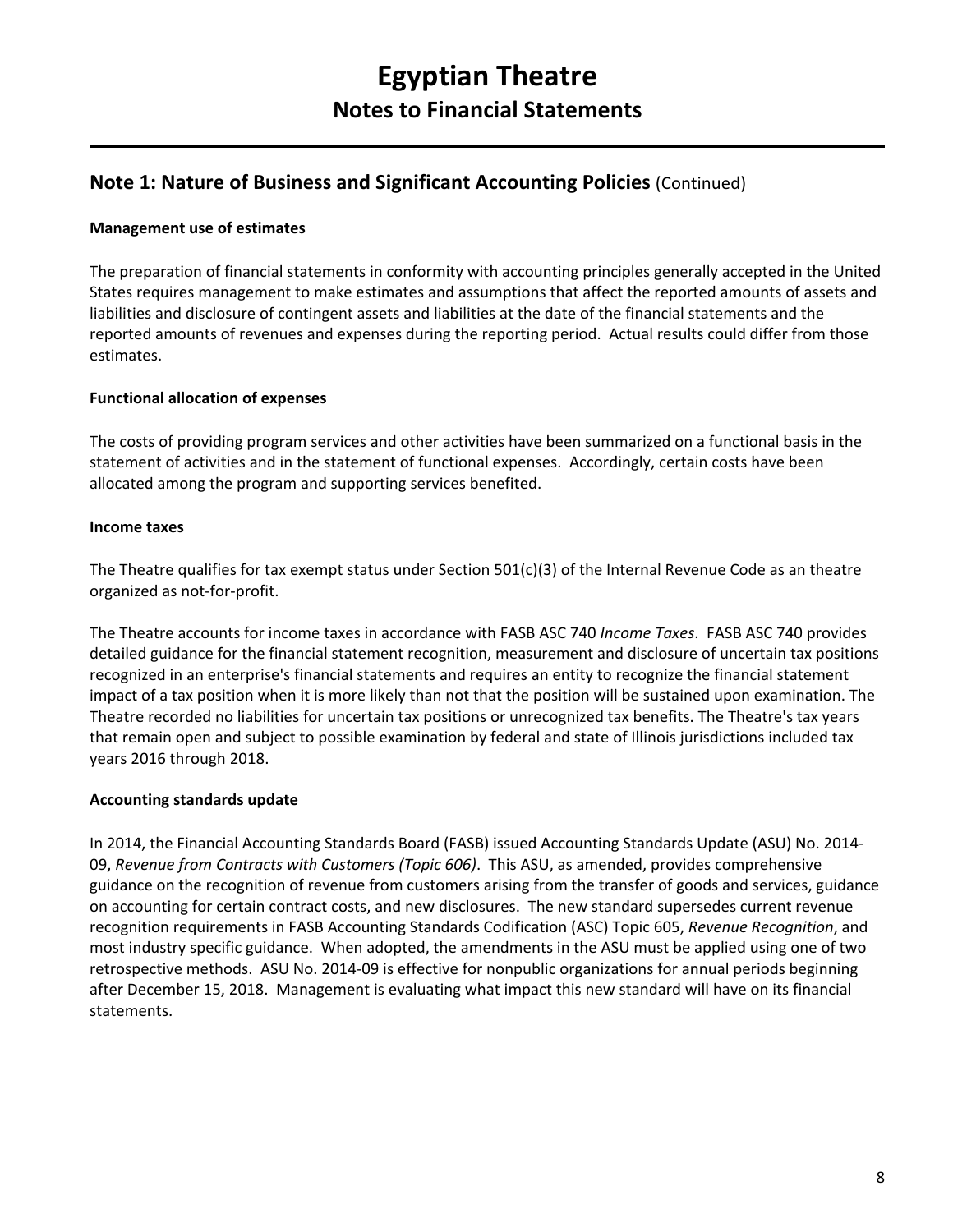# Egyptian Theatre

## Notes to Financial Statements

## Note 1: Nature of Business and Significant Accounting Policies (Continued)

**Management use of estimates**

The preparation of financial statements in conformity with accounting principles generally accepted in the United States requires management to make estimates and assumptions that affect the reported amounts of assets and liabilities and disclosure of contingent assets and liabilities at the date of the financial statements and the reported amounts of revenues and expenses during the reporting period. Actual results could differ from those estimates.

**Functional allocation of expenses**

The costs of providing program services and other activities have been summarized on a functional basis in the statement of activities and in the statement of functional expenses. Accordingly, certain costs have been allocated among the program and supporting services benefited.

**Income taxes**

The Theatre qualifies for tax exempt status under Section 501(c)(3) of the Internal Revenue Code as an theatre organized as not-for-profit.

The Theatre accounts for income taxes in accordance with FASB ASC 740 *Income Taxes*. FASB ASC 740 provides detailed guidance for the financial statement recognition, measurement and disclosure of uncertain tax positions recognized in an enterprise's financial statements and requires an entity to recognize the financial statement impact of a tax position when it is more likely than not that the position will be sustained upon examination. The Theatre recorded no liabilities for uncertain tax positions or unrecognized tax benefits. The Theatre's tax years that remain open and subject to possible examination by federal and state of Illinois jurisdictions included tax years 2016 through 2018.

**Accounting standards update**

In 2014, the Financial Accounting Standards Board (FASB) issued Accounting Standards Update (ASU) No. 2014-09, *Revenue from Contracts with Customers (Topic 606)*. This ASU, as amended, provides comprehensive guidance on the recognition of revenue from customers arising from the transfer of goods and services, guidance on accounting for certain contract costs, and new disclosures. The new standard supersedes current revenue recognition requirements in FASB Accounting Standards Codification (ASC) Topic 605, *Revenue Recognition*, and most industry specific guidance. When adopted, the amendments in the ASU must be applied using one of two retrospective methods. ASU No. 2014-09 is effective for nonpublic organizations for annual periods beginning after December 15, 2018. Management is evaluating what impact this new standard will have on its financial statements.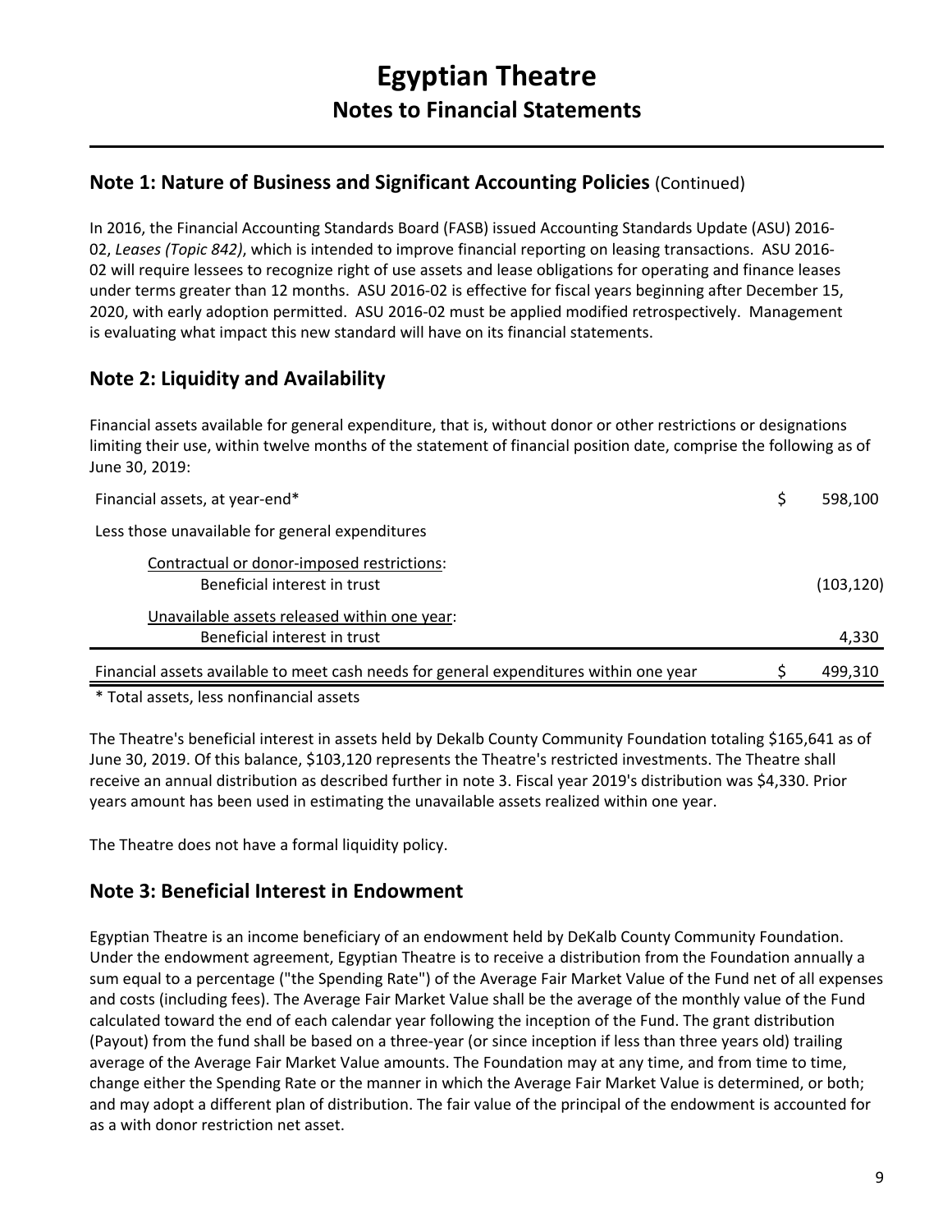# Egyptian Theatre

## Notes to Financial Statements

### Note 1: Nature of Business and Significant Accounting Policies (Continued)

In 2016, the Financial Accounting Standards Board (FASB) issued Accounting Standards Update (ASU) 2016-02, *Leases (Topic 842)*, which is intended to improve financial reporting on leasing transactions. ASU 2016-02 will require lessees to recognize right of use assets and lease obligations for operating and finance leases under terms greater than 12 months. ASU 2016-02 is effective for fiscal years beginning after December 15, 2020, with early adoption permitted. ASU 2016-02 must be applied modified retrospectively. Management is evaluating what impact this new standard will have on its financial statements.

### Note 2: Liquidity and Availability

Financial assets available for general expenditure, that is, without donor or other restrictions or designations limiting their use, within twelve months of the statement of financial position date, comprise the following as of June 30, 2019:

| | | |
|---|---|---|
| Financial assets, at year-end* | $ | 598,100 |
| Less those unavailable for general expenditures | | |
| Contractual or donor-imposed restrictions: | | |
| Beneficial interest in trust | | (103,120) |
| Unavailable assets released within one year: | | |
| Beneficial interest in trust | | 4,330 |
| Financial assets available to meet cash needs for general expenditures within one year | $ | 499,310 |

\* Total assets, less nonfinancial assets

The Theatre's beneficial interest in assets held by Dekalb County Community Foundation totaling $165,641 as of June 30, 2019. Of this balance, $103,120 represents the Theatre's restricted investments. The Theatre shall receive an annual distribution as described further in note 3. Fiscal year 2019's distribution was $4,330. Prior years amount has been used in estimating the unavailable assets realized within one year.

The Theatre does not have a formal liquidity policy.

### Note 3: Beneficial Interest in Endowment

Egyptian Theatre is an income beneficiary of an endowment held by DeKalb County Community Foundation. Under the endowment agreement, Egyptian Theatre is to receive a distribution from the Foundation annually a sum equal to a percentage ("the Spending Rate") of the Average Fair Market Value of the Fund net of all expenses and costs (including fees). The Average Fair Market Value shall be the average of the monthly value of the Fund calculated toward the end of each calendar year following the inception of the Fund. The grant distribution (Payout) from the fund shall be based on a three-year (or since inception if less than three years old) trailing average of the Average Fair Market Value amounts. The Foundation may at any time, and from time to time, change either the Spending Rate or the manner in which the Average Fair Market Value is determined, or both; and may adopt a different plan of distribution. The fair value of the principal of the endowment is accounted for as a with donor restriction net asset.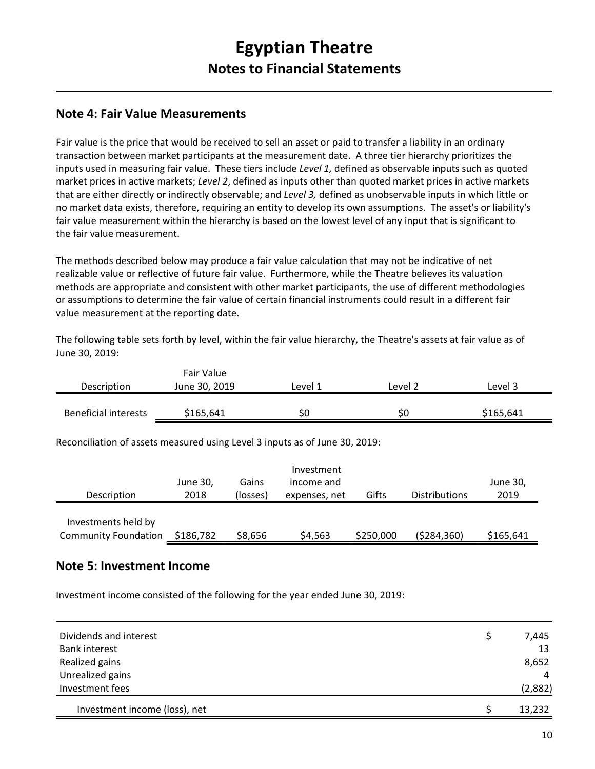# Egyptian Theatre

## Notes to Financial Statements

## Note 4: Fair Value Measurements

Fair value is the price that would be received to sell an asset or paid to transfer a liability in an ordinary transaction between market participants at the measurement date. A three tier hierarchy prioritizes the inputs used in measuring fair value. These tiers include *Level 1,* defined as observable inputs such as quoted market prices in active markets; *Level 2*, defined as inputs other than quoted market prices in active markets that are either directly or indirectly observable; and *Level 3,* defined as unobservable inputs in which little or no market data exists, therefore, requiring an entity to develop its own assumptions. The asset's or liability's fair value measurement within the hierarchy is based on the lowest level of any input that is significant to the fair value measurement.

The methods described below may produce a fair value calculation that may not be indicative of net realizable value or reflective of future fair value. Furthermore, while the Theatre believes its valuation methods are appropriate and consistent with other market participants, the use of different methodologies or assumptions to determine the fair value of certain financial instruments could result in a different fair value measurement at the reporting date.

The following table sets forth by level, within the fair value hierarchy, the Theatre's assets at fair value as of June 30, 2019:

| Description | Fair Value June 30, 2019 | Level 1 | Level 2 | Level 3 |
|---|---|---|---|---|
| Beneficial interests | $165,641 | $0 | $0 | $165,641 |

Reconciliation of assets measured using Level 3 inputs as of June 30, 2019:

| Description | June 30, 2018 | Gains (losses) | Investment income and expenses, net | Gifts | Distributions | June 30, 2019 |
|---|---|---|---|---|---|---|
| Investments held by Community Foundation | $186,782 | $8,656 | $4,563 | $250,000 | ($284,360) | $165,641 |

## Note 5: Investment Income

Investment income consisted of the following for the year ended June 30, 2019:

| | |
|---|---|
| Dividends and interest | $ 7,445 |
| Bank interest | 13 |
| Realized gains | 8,652 |
| Unrealized gains | 4 |
| Investment fees | (2,882) |
| Investment income (loss), net | $ 13,232 |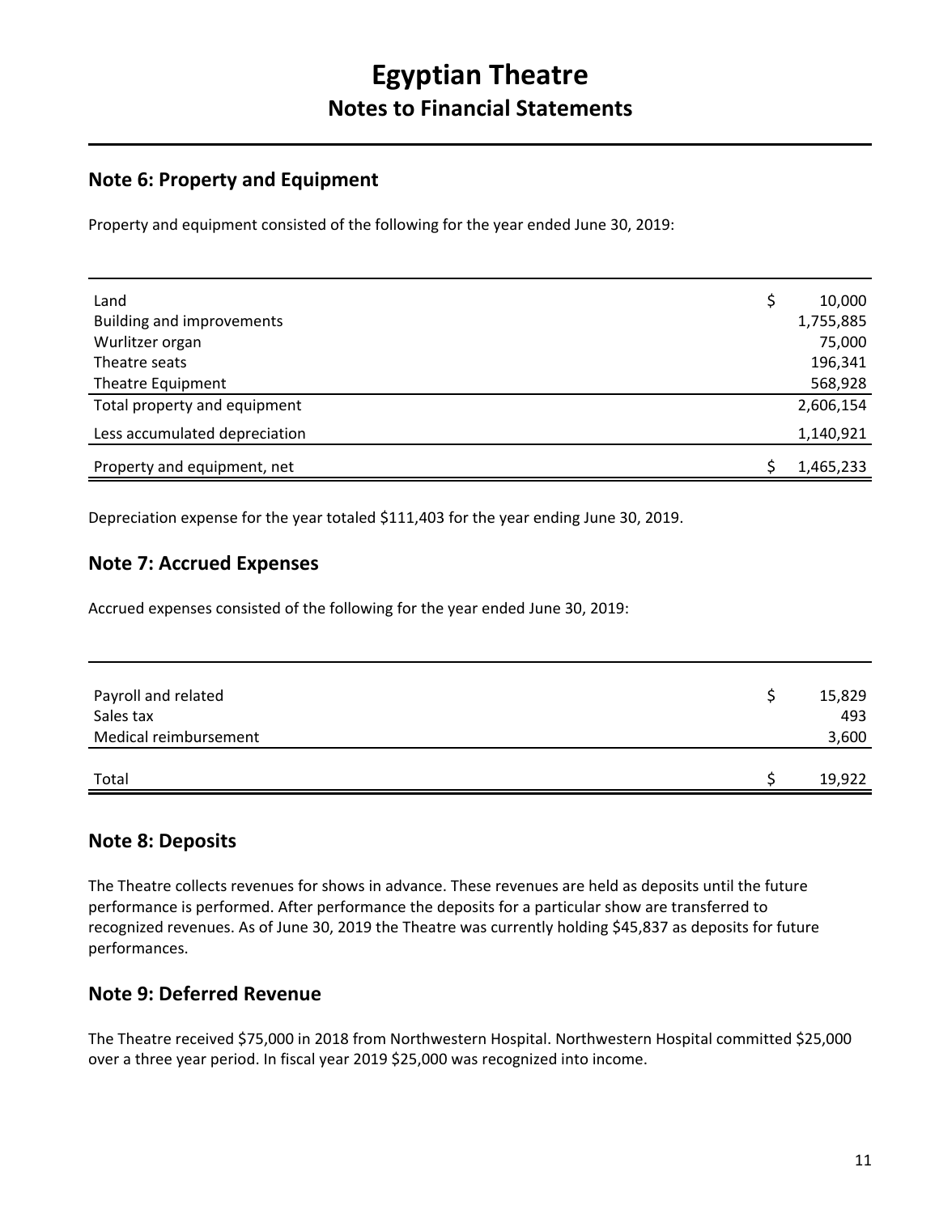# Egyptian Theatre

## Notes to Financial Statements

### Note 6: Property and Equipment

Property and equipment consisted of the following for the year ended June 30, 2019:

| | |
|---|---|
| Land | $ 10,000 |
| Building and improvements | 1,755,885 |
| Wurlitzer organ | 75,000 |
| Theatre seats | 196,341 |
| Theatre Equipment | 568,928 |
| Total property and equipment | 2,606,154 |
| Less accumulated depreciation | 1,140,921 |
| Property and equipment, net | $ 1,465,233 |

Depreciation expense for the year totaled $111,403 for the year ending June 30, 2019.

### Note 7: Accrued Expenses

Accrued expenses consisted of the following for the year ended June 30, 2019:

| | |
|---|---|
| Payroll and related | $ 15,829 |
| Sales tax | 493 |
| Medical reimbursement | 3,600 |
| Total | $ 19,922 |

### Note 8: Deposits

The Theatre collects revenues for shows in advance. These revenues are held as deposits until the future performance is performed. After performance the deposits for a particular show are transferred to recognized revenues. As of June 30, 2019 the Theatre was currently holding $45,837 as deposits for future performances.

### Note 9: Deferred Revenue

The Theatre received $75,000 in 2018 from Northwestern Hospital. Northwestern Hospital committed $25,000 over a three year period. In fiscal year 2019 $25,000 was recognized into income.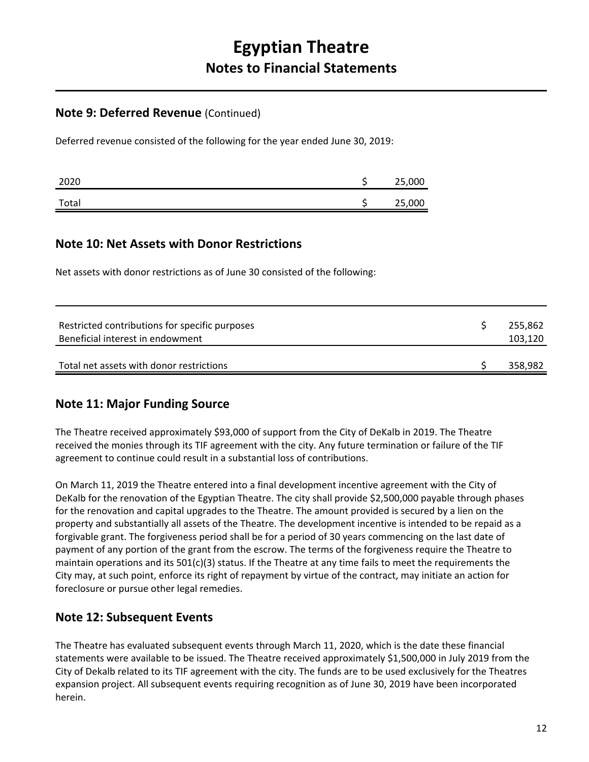## Note 9: Deferred Revenue (Continued)

Deferred revenue consisted of the following for the year ended June 30, 2019:

| | | |
|---|---|---|
| 2020 | $ | 25,000 |
| Total | $ | 25,000 |

## Note 10: Net Assets with Donor Restrictions

Net assets with donor restrictions as of June 30 consisted of the following:

| | | |
|---|---|---|
| Restricted contributions for specific purposes | $ | 255,862 |
| Beneficial interest in endowment | | 103,120 |
| Total net assets with donor restrictions | $ | 358,982 |

## Note 11: Major Funding Source

The Theatre received approximately $93,000 of support from the City of DeKalb in 2019. The Theatre received the monies through its TIF agreement with the city. Any future termination or failure of the TIF agreement to continue could result in a substantial loss of contributions.

On March 11, 2019 the Theatre entered into a final development incentive agreement with the City of DeKalb for the renovation of the Egyptian Theatre. The city shall provide $2,500,000 payable through phases for the renovation and capital upgrades to the Theatre. The amount provided is secured by a lien on the property and substantially all assets of the Theatre. The development incentive is intended to be repaid as a forgivable grant. The forgiveness period shall be for a period of 30 years commencing on the last date of payment of any portion of the grant from the escrow. The terms of the forgiveness require the Theatre to maintain operations and its 501(c)(3) status. If the Theatre at any time fails to meet the requirements the City may, at such point, enforce its right of repayment by virtue of the contract, may initiate an action for foreclosure or pursue other legal remedies.

## Note 12: Subsequent Events

The Theatre has evaluated subsequent events through March 11, 2020, which is the date these financial statements were available to be issued. The Theatre received approximately $1,500,000 in July 2019 from the City of Dekalb related to its TIF agreement with the city. The funds are to be used exclusively for the Theatres expansion project. All subsequent events requiring recognition as of June 30, 2019 have been incorporated herein.